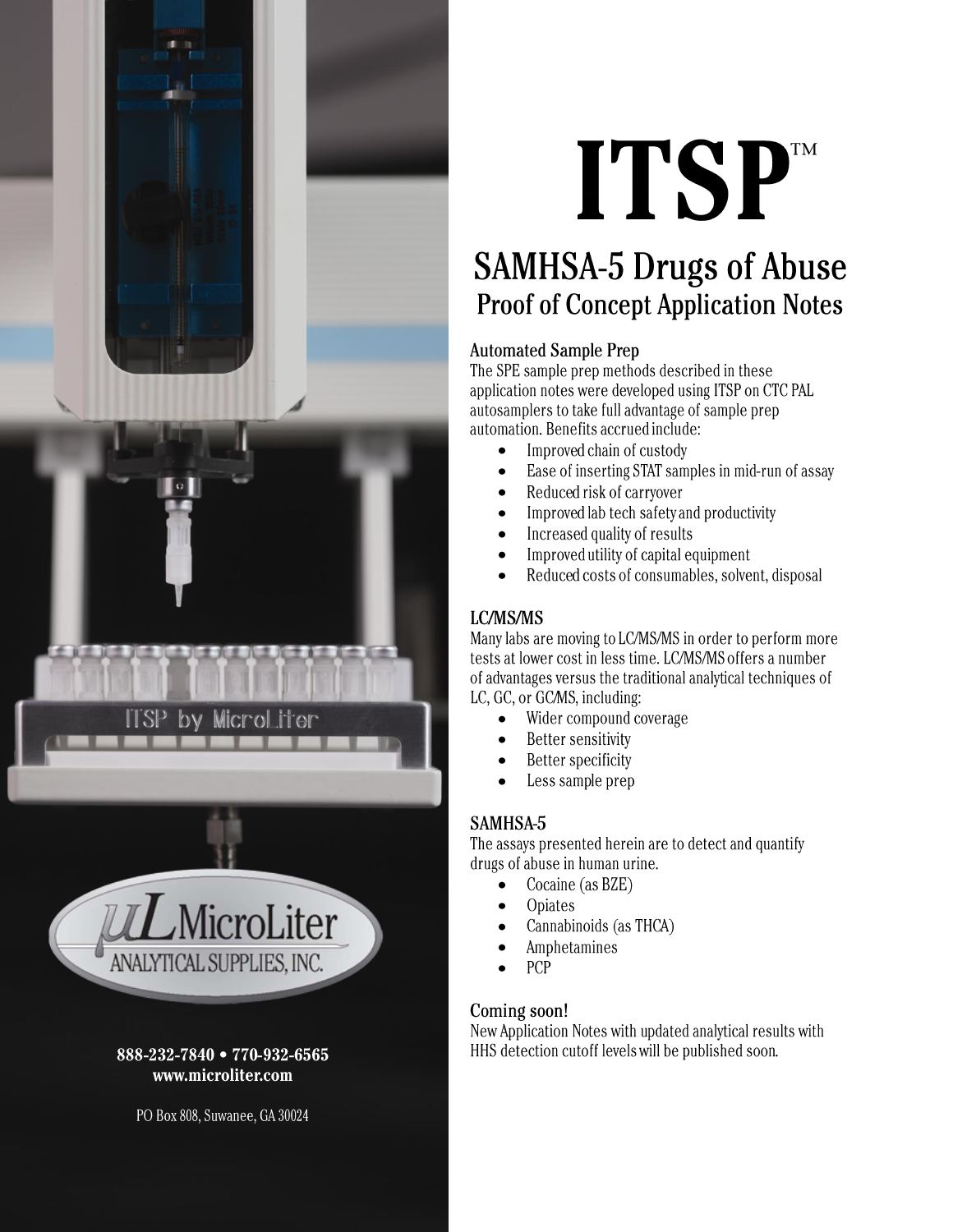# ITSP™

## SAMHSA-5 Drugs of Abuse

### Proof of Concept Application Notes

#### Automated Sample Prep

The SPE sample prep methods described in these application notes were developed using ITSP on CTC PAL autosamplers to take full advantage of sample prep automation. Benefits accrued include:

- Improved chain of custody
- Ease of inserting STAT samples in mid-run of assay
- Reduced risk of carryover
- Improved lab tech safety and productivity
- Increased quality of results
- Improved utility of capital equipment
- Reduced costs of consumables, solvent, disposal

#### LC/MS/MS

Many labs are moving to LC/MS/MS in order to perform more tests at lower cost in less time. LC/MS/MS offers a number of advantages versus the traditional analytical techniques of LC, GC, or GC/MS, including:

- Wider compound coverage
- Better sensitivity
- Better specificity
- Less sample prep

#### SAMHSA-5

The assays presented herein are to detect and quantify drugs of abuse in human urine.

- Cocaine (as BZE)
- Opiates
- Cannabinoids (as THCA)
- Amphetamines
- PCP

#### Coming soon!

New Application Notes with updated analytical results with HHS detection cutoff levels will be published soon.

ITSP by MicroLiter

μL MicroLiter ANALYTICAL SUPPLIES, INC.

**888-232-7840 • 770-932-6565**
**www.microliter.com**

PO Box 808, Suwanee, GA 30024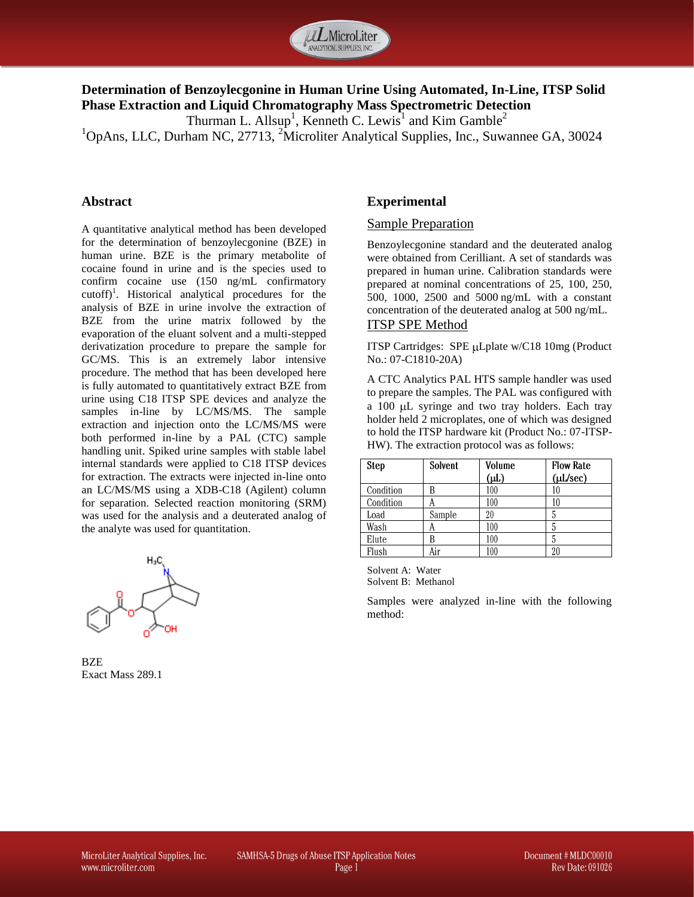# Determination of Benzoylecgonine in Human Urine Using Automated, In-Line, ITSP Solid Phase Extraction and Liquid Chromatography Mass Spectrometric Detection

Thurman L. Allsup[1], Kenneth C. Lewis[1] and Kim Gamble[2]

[1]OpAns, LLC, Durham NC, 27713, [2]Microliter Analytical Supplies, Inc., Suwannee GA, 30024

## Abstract

A quantitative analytical method has been developed for the determination of benzoylecgonine (BZE) in human urine. BZE is the primary metabolite of cocaine found in urine and is the species used to confirm cocaine use (150 ng/mL confirmatory cutoff)[1]. Historical analytical procedures for the analysis of BZE in urine involve the extraction of BZE from the urine matrix followed by the evaporation of the eluant solvent and a multi-stepped derivatization procedure to prepare the sample for GC/MS. This is an extremely labor intensive procedure. The method that has been developed here is fully automated to quantitatively extract BZE from urine using C18 ITSP SPE devices and analyze the samples in-line by LC/MS/MS. The sample extraction and injection onto the LC/MS/MS were both performed in-line by a PAL (CTC) sample handling unit. Spiked urine samples with stable label internal standards were applied to C18 ITSP devices for extraction. The extracts were injected in-line onto an LC/MS/MS using a XDB-C18 (Agilent) column for separation. Selected reaction monitoring (SRM) was used for the analysis and a deuterated analog of the analyte was used for quantitation.

BZE
Exact Mass 289.1

## Experimental

### Sample Preparation

Benzoylecgonine standard and the deuterated analog were obtained from Cerilliant. A set of standards was prepared in human urine. Calibration standards were prepared at nominal concentrations of 25, 100, 250, 500, 1000, 2500 and 5000 ng/mL with a constant concentration of the deuterated analog at 500 ng/mL.

### ITSP SPE Method

ITSP Cartridges: SPE μLplate w/C18 10mg (Product No.: 07-C1810-20A)

A CTC Analytics PAL HTS sample handler was used to prepare the samples. The PAL was configured with a 100 μL syringe and two tray holders. Each tray holder held 2 microplates, one of which was designed to hold the ITSP hardware kit (Product No.: 07-ITSP-HW). The extraction protocol was as follows:

| Step | Solvent | Volume (μL) | Flow Rate (μL/sec) |
|---|---|---|---|
| Condition | B | 100 | 10 |
| Condition | A | 100 | 10 |
| Load | Sample | 20 | 5 |
| Wash | A | 100 | 5 |
| Elute | B | 100 | 5 |
| Flush | Air | 100 | 20 |

Solvent A: Water
Solvent B: Methanol

Samples were analyzed in-line with the following method: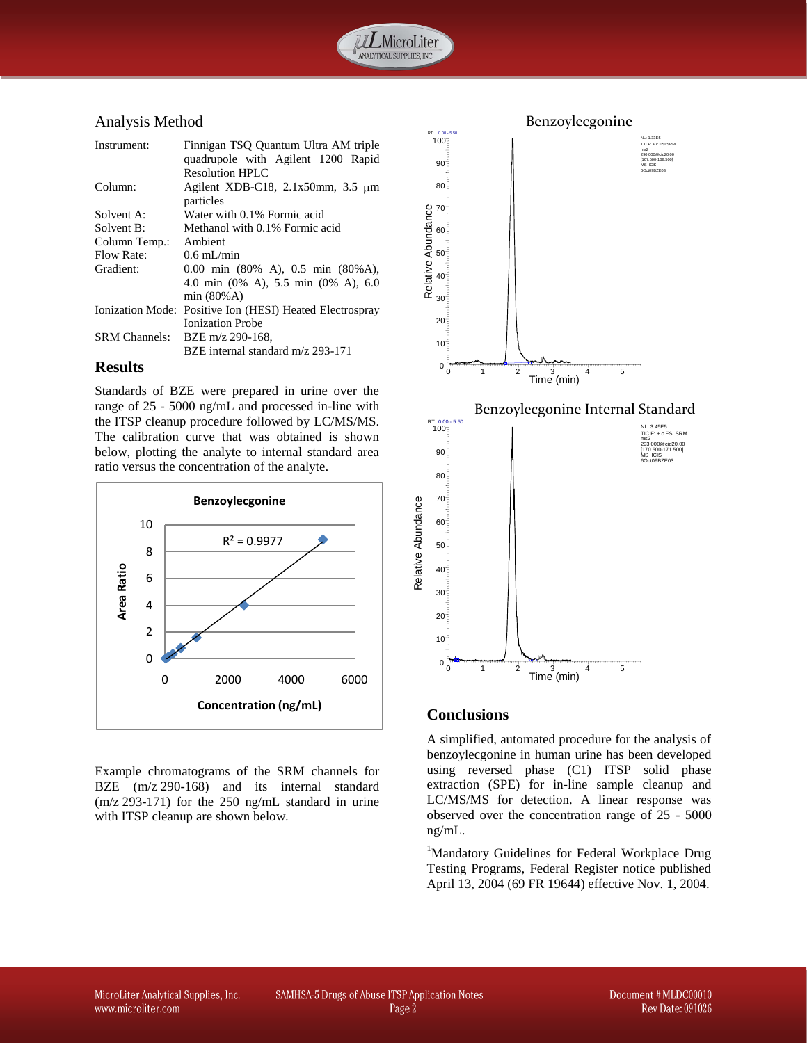## Analysis Method

| | |
|---|---|
| Instrument: | Finnigan TSQ Quantum Ultra AM triple quadrupole with Agilent 1200 Rapid Resolution HPLC |
| Column: | Agilent XDB-C18, 2.1x50mm, 3.5 μm particles |
| Solvent A: | Water with 0.1% Formic acid |
| Solvent B: | Methanol with 0.1% Formic acid |
| Column Temp.: | Ambient |
| Flow Rate: | 0.6 mL/min |
| Gradient: | 0.00 min (80% A), 0.5 min (80%A), 4.0 min (0% A), 5.5 min (0% A), 6.0 min (80%A) |
| Ionization Mode: | Positive Ion (HESI) Heated Electrospray Ionization Probe |
| SRM Channels: | BZE m/z 290-168, BZE internal standard m/z 293-171 |

## Results

Standards of BZE were prepared in urine over the range of 25 - 5000 ng/mL and processed in-line with the ITSP cleanup procedure followed by LC/MS/MS. The calibration curve that was obtained is shown below, plotting the analyte to internal standard area ratio versus the concentration of the analyte.

Benzoylecgonine

$R^2 = 0.9977$

Area Ratio

0
2
4
6
8
10

0
2000
4000
6000

Concentration (ng/mL)

Example chromatograms of the SRM channels for BZE (m/z 290-168) and its internal standard (m/z 293-171) for the 250 ng/mL standard in urine with ITSP cleanup are shown below.

Benzoylecgonine

RT: 0.00 - 5.50

NL: 1.33E5
TIC F: + c ESI SRM ms2 290.000@cid20.00 [167.500-168.500] MS ICIS 6Oct09BZE03

Relative Abundance

Time (min)

Benzoylecgonine Internal Standard

RT: 0.00 - 5.50

NL: 3.45E5
TIC F: + c ESI SRM ms2 293.000@cid20.00 [170.500-171.500] MS ICIS 6Oct09BZE03

Relative Abundance

Time (min)

## Conclusions

A simplified, automated procedure for the analysis of benzoylecgonine in human urine has been developed using reversed phase (C1) ITSP solid phase extraction (SPE) for in-line sample cleanup and LC/MS/MS for detection. A linear response was observed over the concentration range of 25 - 5000 ng/mL.

[1]Mandatory Guidelines for Federal Workplace Drug Testing Programs, Federal Register notice published April 13, 2004 (69 FR 19644) effective Nov. 1, 2004.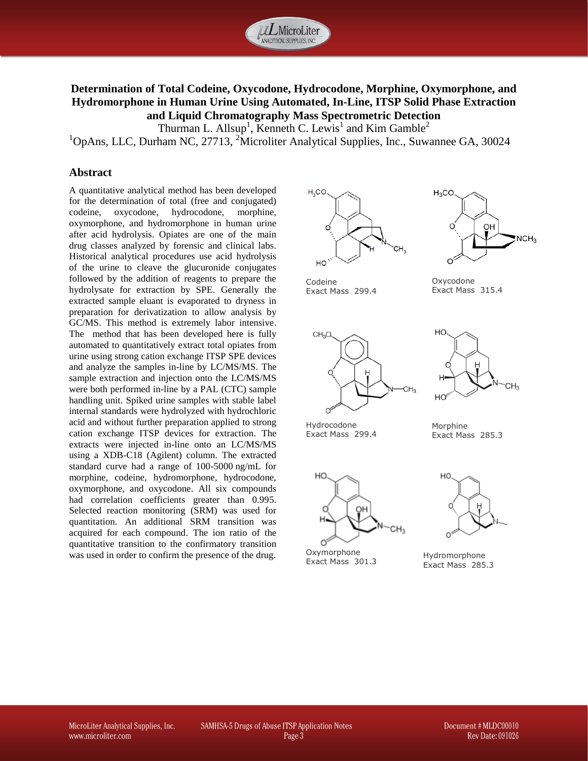# Determination of Total Codeine, Oxycodone, Hydrocodone, Morphine, Oxymorphone, and Hydromorphone in Human Urine Using Automated, In-Line, ITSP Solid Phase Extraction and Liquid Chromatography Mass Spectrometric Detection

Thurman L. Allsup[1], Kenneth C. Lewis[1] and Kim Gamble[2]

[1]OpAns, LLC, Durham NC, 27713, [2]Microliter Analytical Supplies, Inc., Suwannee GA, 30024

## Abstract

A quantitative analytical method has been developed for the determination of total (free and conjugated) codeine, oxycodone, hydrocodone, morphine, oxymorphone, and hydromorphone in human urine after acid hydrolysis. Opiates are one of the main drug classes analyzed by forensic and clinical labs. Historical analytical procedures use acid hydrolysis of the urine to cleave the glucuronide conjugates followed by the addition of reagents to prepare the hydrolysate for extraction by SPE. Generally the extracted sample eluant is evaporated to dryness in preparation for derivatization to allow analysis by GC/MS. This method is extremely labor intensive. The method that has been developed here is fully automated to quantitatively extract total opiates from urine using strong cation exchange ITSP SPE devices and analyze the samples in-line by LC/MS/MS. The sample extraction and injection onto the LC/MS/MS were both performed in-line by a PAL (CTC) sample handling unit. Spiked urine samples with stable label internal standards were hydrolyzed with hydrochloric acid and without further preparation applied to strong cation exchange ITSP devices for extraction. The extracts were injected in-line onto an LC/MS/MS using a XDB-C18 (Agilent) column. The extracted standard curve had a range of 100-5000 ng/mL for morphine, codeine, hydromorphone, hydrocodone, oxymorphone, and oxycodone. All six compounds had correlation coefficients greater than 0.995. Selected reaction monitoring (SRM) was used for quantitation. An additional SRM transition was acquired for each compound. The ion ratio of the quantitative transition to the confirmatory transition was used in order to confirm the presence of the drug.

Codeine
Exact Mass 299.4

Oxycodone
Exact Mass 315.4

Hydrocodone
Exact Mass 299.4

Morphine
Exact Mass 285.3

Oxymorphone
Exact Mass 301.3

Hydromorphone
Exact Mass 285.3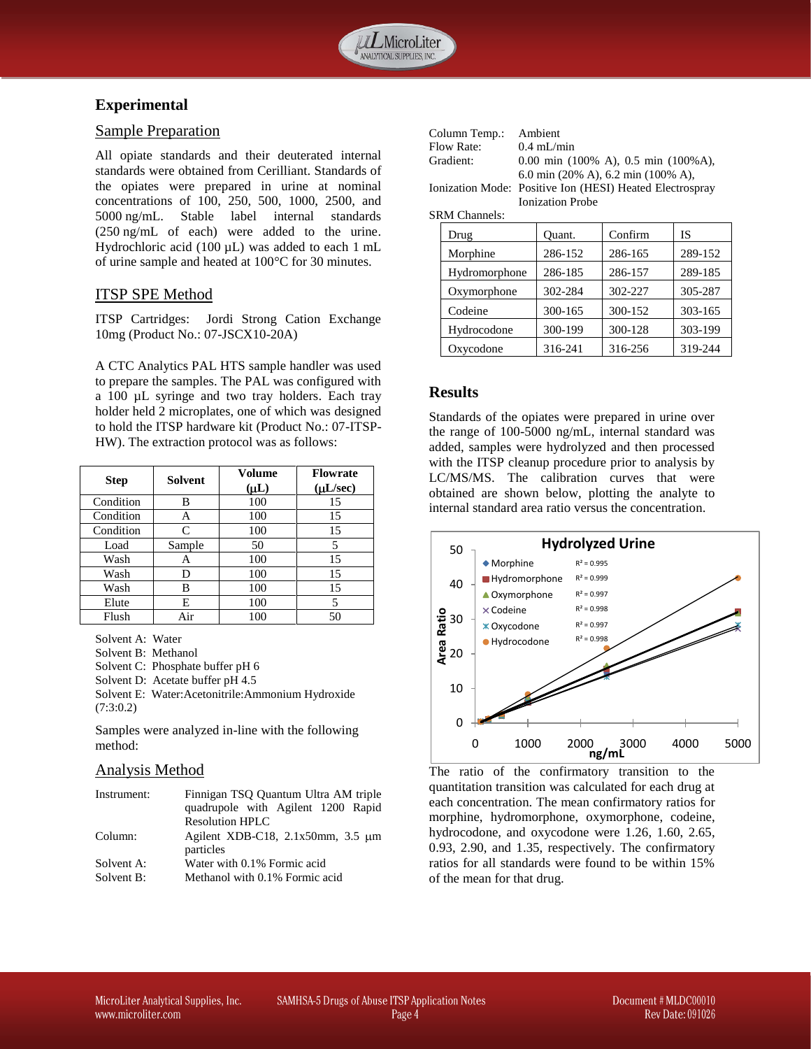## Experimental

### Sample Preparation

All opiate standards and their deuterated internal standards were obtained from Cerilliant. Standards of the opiates were prepared in urine at nominal concentrations of 100, 250, 500, 1000, 2500, and 5000 ng/mL. Stable label internal standards (250 ng/mL of each) were added to the urine. Hydrochloric acid (100 µL) was added to each 1 mL of urine sample and heated at 100°C for 30 minutes.

### ITSP SPE Method

ITSP Cartridges: Jordi Strong Cation Exchange 10mg (Product No.: 07-JSCX10-20A)

A CTC Analytics PAL HTS sample handler was used to prepare the samples. The PAL was configured with a 100 µL syringe and two tray holders. Each tray holder held 2 microplates, one of which was designed to hold the ITSP hardware kit (Product No.: 07-ITSP-HW). The extraction protocol was as follows:

| Step | Solvent | Volume (µL) | Flowrate (µL/sec) |
|---|---|---|---|
| Condition | B | 100 | 15 |
| Condition | A | 100 | 15 |
| Condition | C | 100 | 15 |
| Load | Sample | 50 | 5 |
| Wash | A | 100 | 15 |
| Wash | D | 100 | 15 |
| Wash | B | 100 | 15 |
| Elute | E | 100 | 5 |
| Flush | Air | 100 | 50 |

Solvent A: Water
Solvent B: Methanol
Solvent C: Phosphate buffer pH 6
Solvent D: Acetate buffer pH 4.5
Solvent E: Water:Acetonitrile:Ammonium Hydroxide (7:3:0.2)

Samples were analyzed in-line with the following method:

### Analysis Method

Instrument: Finnigan TSQ Quantum Ultra AM triple quadrupole with Agilent 1200 Rapid Resolution HPLC
Column: Agilent XDB-C18, 2.1x50mm, 3.5 µm particles
Solvent A: Water with 0.1% Formic acid
Solvent B: Methanol with 0.1% Formic acid
Column Temp.: Ambient
Flow Rate: 0.4 mL/min
Gradient: 0.00 min (100% A), 0.5 min (100%A), 6.0 min (20% A), 6.2 min (100% A),
Ionization Mode: Positive Ion (HESI) Heated Electrospray Ionization Probe
SRM Channels:

| Drug | Quant. | Confirm | IS |
|---|---|---|---|
| Morphine | 286-152 | 286-165 | 289-152 |
| Hydromorphone | 286-185 | 286-157 | 289-185 |
| Oxymorphone | 302-284 | 302-227 | 305-287 |
| Codeine | 300-165 | 300-152 | 303-165 |
| Hydrocodone | 300-199 | 300-128 | 303-199 |
| Oxycodone | 316-241 | 316-256 | 319-244 |

## Results

Standards of the opiates were prepared in urine over the range of 100-5000 ng/mL, internal standard was added, samples were hydrolyzed and then processed with the ITSP cleanup procedure prior to analysis by LC/MS/MS. The calibration curves that were obtained are shown below, plotting the analyte to internal standard area ratio versus the concentration.

Hydrolyzed Urine
Morphine $R^2 = 0.995$
Hydromorphone $R^2 = 0.999$
Oxymorphone $R^2 = 0.997$
Codeine $R^2 = 0.998$
Oxycodone $R^2 = 0.997$
Hydrocodone $R^2 = 0.998$
Area Ratio
0
10
20
30
40
50
ng/mL
0
1000
2000
3000
4000
5000

The ratio of the confirmatory transition to the quantitation transition was calculated for each drug at each concentration. The mean confirmatory ratios for morphine, hydromorphone, oxymorphone, codeine, hydrocodone, and oxycodone were 1.26, 1.60, 2.65, 0.93, 2.90, and 1.35, respectively. The confirmatory ratios for all standards were found to be within 15% of the mean for that drug.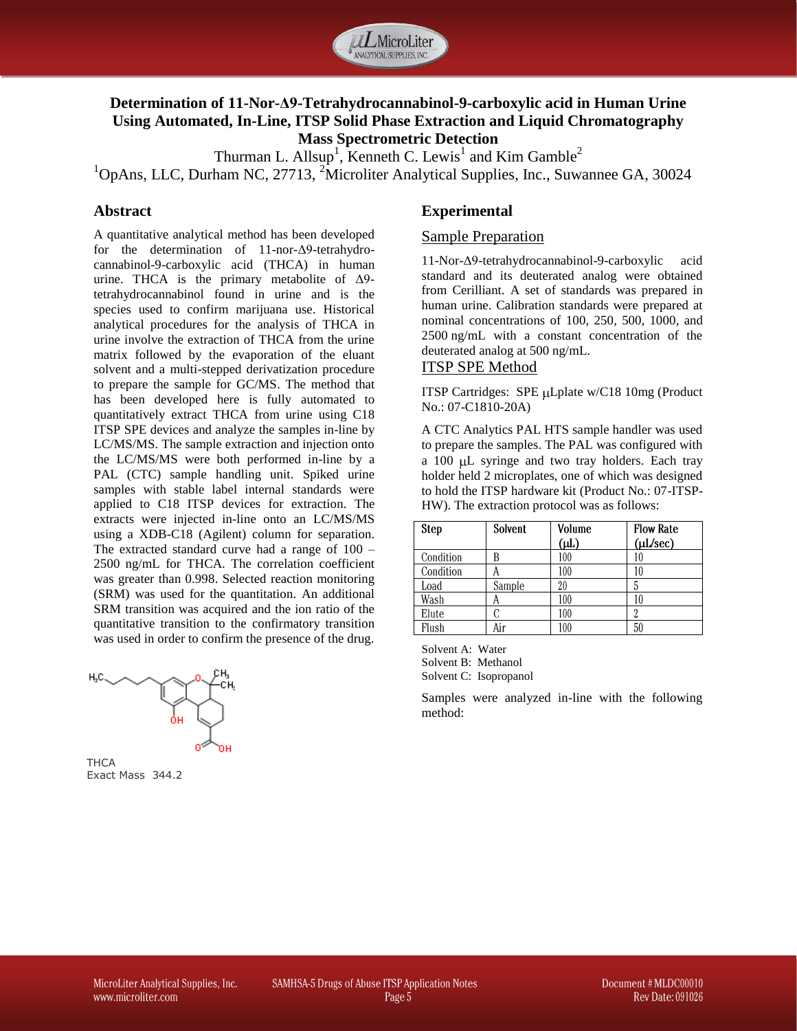# Determination of 11-Nor-Δ9-Tetrahydrocannabinol-9-carboxylic acid in Human Urine Using Automated, In-Line, ITSP Solid Phase Extraction and Liquid Chromatography Mass Spectrometric Detection

Thurman L. Allsup[1], Kenneth C. Lewis[1] and Kim Gamble[2]

[1]OpAns, LLC, Durham NC, 27713, [2]Microliter Analytical Supplies, Inc., Suwannee GA, 30024

## Abstract

A quantitative analytical method has been developed for the determination of 11-nor-Δ9-tetrahydro-cannabinol-9-carboxylic acid (THCA) in human urine. THCA is the primary metabolite of Δ9-tetrahydrocannabinol found in urine and is the species used to confirm marijuana use. Historical analytical procedures for the analysis of THCA in urine involve the extraction of THCA from the urine matrix followed by the evaporation of the eluant solvent and a multi-stepped derivatization procedure to prepare the sample for GC/MS. The method that has been developed here is fully automated to quantitatively extract THCA from urine using C18 ITSP SPE devices and analyze the samples in-line by LC/MS/MS. The sample extraction and injection onto the LC/MS/MS were both performed in-line by a PAL (CTC) sample handling unit. Spiked urine samples with stable label internal standards were applied to C18 ITSP devices for extraction. The extracts were injected in-line onto an LC/MS/MS using a XDB-C18 (Agilent) column for separation. The extracted standard curve had a range of 100 – 2500 ng/mL for THCA. The correlation coefficient was greater than 0.998. Selected reaction monitoring (SRM) was used for the quantitation. An additional SRM transition was acquired and the ion ratio of the quantitative transition to the confirmatory transition was used in order to confirm the presence of the drug.

THCA
Exact Mass 344.2

## Experimental

### Sample Preparation

11-Nor-Δ9-tetrahydrocannabinol-9-carboxylic acid standard and its deuterated analog were obtained from Cerilliant. A set of standards was prepared in human urine. Calibration standards were prepared at nominal concentrations of 100, 250, 500, 1000, and 2500 ng/mL with a constant concentration of the deuterated analog at 500 ng/mL.

### ITSP SPE Method

ITSP Cartridges: SPE μLplate w/C18 10mg (Product No.: 07-C1810-20A)

A CTC Analytics PAL HTS sample handler was used to prepare the samples. The PAL was configured with a 100 μL syringe and two tray holders. Each tray holder held 2 microplates, one of which was designed to hold the ITSP hardware kit (Product No.: 07-ITSP-HW). The extraction protocol was as follows:

| Step | Solvent | Volume (μL) | Flow Rate (μL/sec) |
|---|---|---|---|
| Condition | B | 100 | 10 |
| Condition | A | 100 | 10 |
| Load | Sample | 20 | 5 |
| Wash | A | 100 | 10 |
| Elute | C | 100 | 2 |
| Flush | Air | 100 | 50 |

Solvent A: Water
Solvent B: Methanol
Solvent C: Isopropanol

Samples were analyzed in-line with the following method: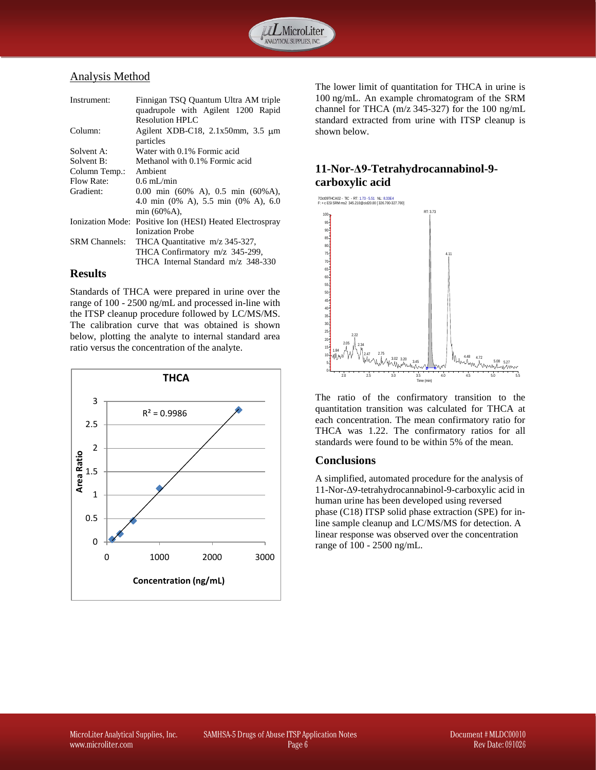## Analysis Method

| | |
|---|---|
| Instrument: | Finnigan TSQ Quantum Ultra AM triple quadrupole with Agilent 1200 Rapid Resolution HPLC |
| Column: | Agilent XDB-C18, 2.1x50mm, 3.5 μm particles |
| Solvent A: | Water with 0.1% Formic acid |
| Solvent B: | Methanol with 0.1% Formic acid |
| Column Temp.: | Ambient |
| Flow Rate: | 0.6 mL/min |
| Gradient: | 0.00 min (60% A), 0.5 min (60%A), 4.0 min (0% A), 5.5 min (0% A), 6.0 min (60%A), |
| Ionization Mode: | Positive Ion (HESI) Heated Electrospray Ionization Probe |
| SRM Channels: | THCA Quantitative m/z 345-327, THCA Confirmatory m/z 345-299, THCA Internal Standard m/z 348-330 |

## Results

Standards of THCA were prepared in urine over the range of 100 - 2500 ng/mL and processed in-line with the ITSP cleanup procedure followed by LC/MS/MS. The calibration curve that was obtained is shown below, plotting the analyte to internal standard area ratio versus the concentration of the analyte.

THCA

$R^2 = 0.9986$

Area Ratio

0, 0.5, 1, 1.5, 2, 2.5, 3

0, 1000, 2000, 3000

Concentration (ng/mL)

The lower limit of quantitation for THCA in urine is 100 ng/mL. An example chromatogram of the SRM channel for THCA (m/z 345-327) for the 100 ng/mL standard extracted from urine with ITSP cleanup is shown below.

### 11-Nor-Δ9-Tetrahydrocannabinol-9-carboxylic acid

7Oct09THCA02 - TIC - RT: 1.73 - 5.51 NL: 8.33E4
F: + c ESI SRM ms2 345.210@cid20.00 [326.700-327.700]

RT: 3.73

4.11

2.22, 2.05, 2.34, 1.84, 2.47, 2.75, 3.02, 3.20, 3.45, 4.48, 4.72, 5.08, 5.27

Time (min)

The ratio of the confirmatory transition to the quantitation transition was calculated for THCA at each concentration. The mean confirmatory ratio for THCA was 1.22. The confirmatory ratios for all standards were found to be within 5% of the mean.

## Conclusions

A simplified, automated procedure for the analysis of 11-Nor-Δ9-tetrahydrocannabinol-9-carboxylic acid in human urine has been developed using reversed phase (C18) ITSP solid phase extraction (SPE) for in-line sample cleanup and LC/MS/MS for detection. A linear response was observed over the concentration range of 100 - 2500 ng/mL.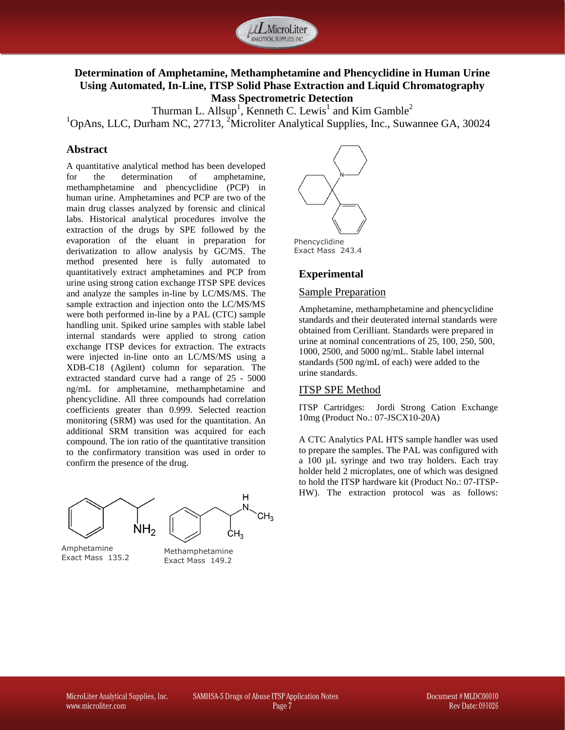# Determination of Amphetamine, Methamphetamine and Phencyclidine in Human Urine Using Automated, In-Line, ITSP Solid Phase Extraction and Liquid Chromatography Mass Spectrometric Detection

Thurman L. Allsup[1], Kenneth C. Lewis[1] and Kim Gamble[2]

[1]OpAns, LLC, Durham NC, 27713, [2]Microliter Analytical Supplies, Inc., Suwannee GA, 30024

## Abstract

A quantitative analytical method has been developed for the determination of amphetamine, methamphetamine and phencyclidine (PCP) in human urine. Amphetamines and PCP are two of the main drug classes analyzed by forensic and clinical labs. Historical analytical procedures involve the extraction of the drugs by SPE followed by the evaporation of the eluant in preparation for derivatization to allow analysis by GC/MS. The method presented here is fully automated to quantitatively extract amphetamines and PCP from urine using strong cation exchange ITSP SPE devices and analyze the samples in-line by LC/MS/MS. The sample extraction and injection onto the LC/MS/MS were both performed in-line by a PAL (CTC) sample handling unit. Spiked urine samples with stable label internal standards were applied to strong cation exchange ITSP devices for extraction. The extracts were injected in-line onto an LC/MS/MS using a XDB-C18 (Agilent) column for separation. The extracted standard curve had a range of 25 - 5000 ng/mL for amphetamine, methamphetamine and phencyclidine. All three compounds had correlation coefficients greater than 0.999. Selected reaction monitoring (SRM) was used for the quantitation. An additional SRM transition was acquired for each compound. The ion ratio of the quantitative transition to the confirmatory transition was used in order to confirm the presence of the drug.

Amphetamine
Exact Mass 135.2

Methamphetamine
Exact Mass 149.2

Phencyclidine
Exact Mass 243.4

## Experimental

### Sample Preparation

Amphetamine, methamphetamine and phencyclidine standards and their deuterated internal standards were obtained from Cerilliant. Standards were prepared in urine at nominal concentrations of 25, 100, 250, 500, 1000, 2500, and 5000 ng/mL. Stable label internal standards (500 ng/mL of each) were added to the urine standards.

### ITSP SPE Method

ITSP Cartridges: Jordi Strong Cation Exchange 10mg (Product No.: 07-JSCX10-20A)

A CTC Analytics PAL HTS sample handler was used to prepare the samples. The PAL was configured with a 100 µL syringe and two tray holders. Each tray holder held 2 microplates, one of which was designed to hold the ITSP hardware kit (Product No.: 07-ITSP-HW). The extraction protocol was as follows: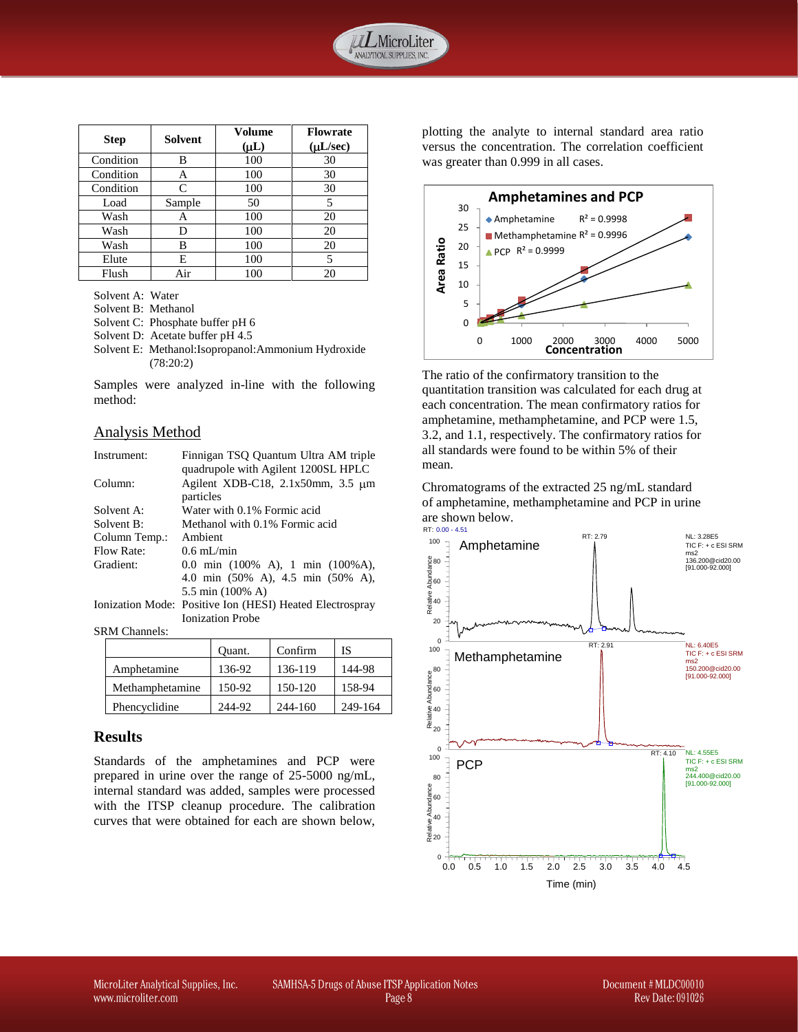| Step | Solvent | Volume (μL) | Flowrate (μL/sec) |
|---|---|---|---|
| Condition | B | 100 | 30 |
| Condition | A | 100 | 30 |
| Condition | C | 100 | 30 |
| Load | Sample | 50 | 5 |
| Wash | A | 100 | 20 |
| Wash | D | 100 | 20 |
| Wash | B | 100 | 20 |
| Elute | E | 100 | 5 |
| Flush | Air | 100 | 20 |

Solvent A: Water
Solvent B: Methanol
Solvent C: Phosphate buffer pH 6
Solvent D: Acetate buffer pH 4.5
Solvent E: Methanol:Isopropanol:Ammonium Hydroxide (78:20:2)

Samples were analyzed in-line with the following method:

## Analysis Method

Instrument: Finnigan TSQ Quantum Ultra AM triple quadrupole with Agilent 1200SL HPLC
Column: Agilent XDB-C18, 2.1x50mm, 3.5 μm particles
Solvent A: Water with 0.1% Formic acid
Solvent B: Methanol with 0.1% Formic acid
Column Temp.: Ambient
Flow Rate: 0.6 mL/min
Gradient: 0.0 min (100% A), 1 min (100%A), 4.0 min (50% A), 4.5 min (50% A), 5.5 min (100% A)
Ionization Mode: Positive Ion (HESI) Heated Electrospray Ionization Probe
SRM Channels:

| | Quant. | Confirm | IS |
|---|---|---|---|
| Amphetamine | 136-92 | 136-119 | 144-98 |
| Methamphetamine | 150-92 | 150-120 | 158-94 |
| Phencyclidine | 244-92 | 244-160 | 249-164 |

## Results

Standards of the amphetamines and PCP were prepared in urine over the range of 25-5000 ng/mL, internal standard was added, samples were processed with the ITSP cleanup procedure. The calibration curves that were obtained for each are shown below, plotting the analyte to internal standard area ratio versus the concentration. The correlation coefficient was greater than 0.999 in all cases.

Amphetamines and PCP
Amphetamine $R^2 = 0.9998$
Methamphetamine $R^2 = 0.9996$
PCP $R^2 = 0.9999$
Area Ratio
Concentration

The ratio of the confirmatory transition to the quantitation transition was calculated for each drug at each concentration. The mean confirmatory ratios for amphetamine, methamphetamine, and PCP were 1.5, 3.2, and 1.1, respectively. The confirmatory ratios for all standards were found to be within 5% of their mean.

Chromatograms of the extracted 25 ng/mL standard of amphetamine, methamphetamine and PCP in urine are shown below.

RT: 0.00 - 4.51
Amphetamine RT: 2.79 NL: 3.28E5 TIC F: + c ESI SRM ms2 136.200@cid20.00 [91.000-92.000]
Methamphetamine RT: 2.91 NL: 6.40E5 TIC F: + c ESI SRM ms2 150.200@cid20.00 [91.000-92.000]
PCP RT: 4.10 NL: 4.55E5 TIC F: + c ESI SRM ms2 244.400@cid20.00 [91.000-92.000]
Relative Abundance
Time (min)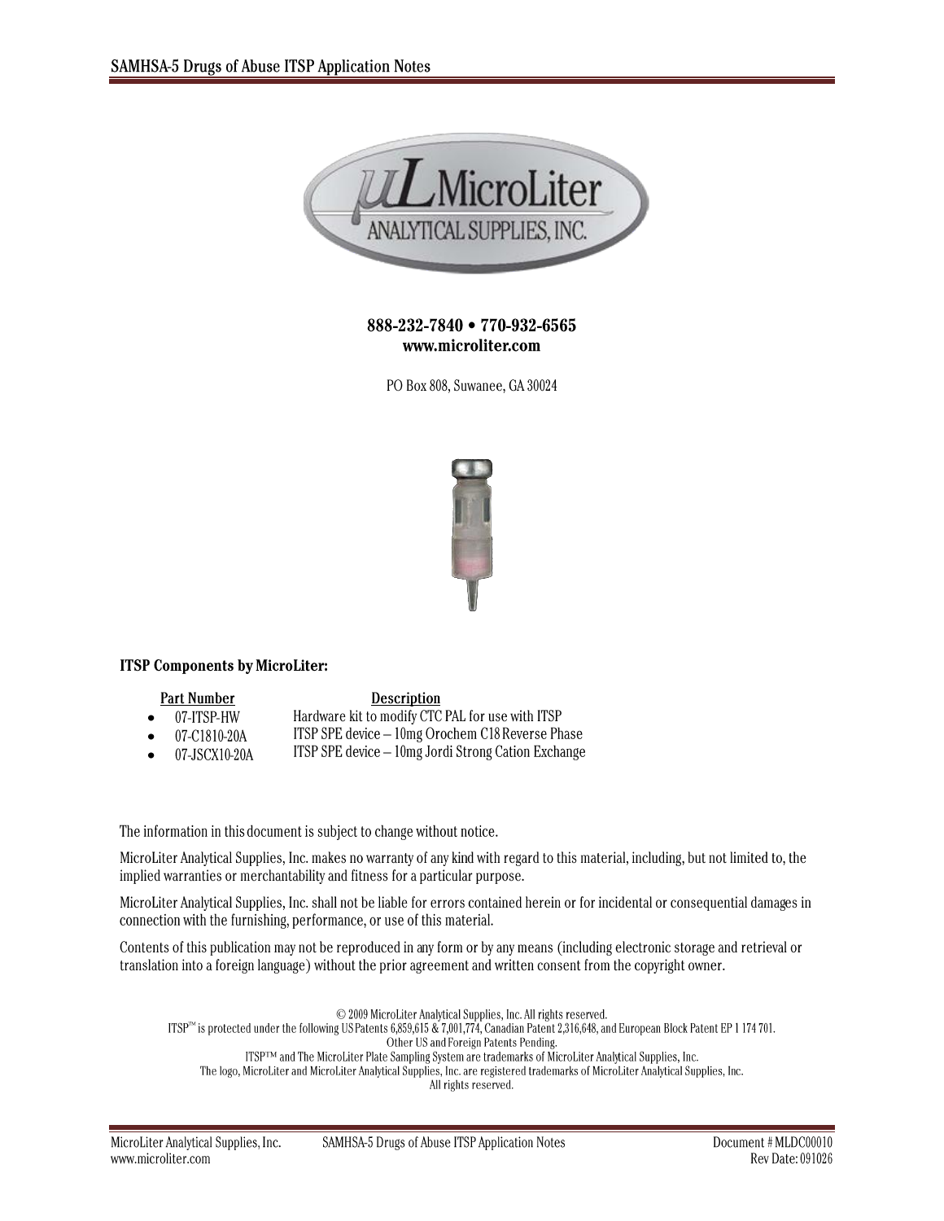**888-232-7840 • 770-932-6565**
**www.microliter.com**

PO Box 808, Suwanee, GA 30024

**ITSP Components by MicroLiter:**

| Part Number | Description |
|---|---|
| 07-ITSP-HW | Hardware kit to modify CTC PAL for use with ITSP |
| 07-C1810-20A | ITSP SPE device – 10mg Orochem C18 Reverse Phase |
| 07-JSCX10-20A | ITSP SPE device – 10mg Jordi Strong Cation Exchange |

The information in this document is subject to change without notice.

MicroLiter Analytical Supplies, Inc. makes no warranty of any kind with regard to this material, including, but not limited to, the implied warranties or merchantability and fitness for a particular purpose.

MicroLiter Analytical Supplies, Inc. shall not be liable for errors contained herein or for incidental or consequential damages in connection with the furnishing, performance, or use of this material.

Contents of this publication may not be reproduced in any form or by any means (including electronic storage and retrieval or translation into a foreign language) without the prior agreement and written consent from the copyright owner.

© 2009 MicroLiter Analytical Supplies, Inc. All rights reserved.
ITSP™ is protected under the following US Patents 6,859,615 & 7,001,774, Canadian Patent 2,316,648, and European Block Patent EP 1 174 701.
Other US and Foreign Patents Pending.
ITSP™ and The MicroLiter Plate Sampling System are trademarks of MicroLiter Analytical Supplies, Inc.
The logo, MicroLiter and MicroLiter Analytical Supplies, Inc. are registered trademarks of MicroLiter Analytical Supplies, Inc.
All rights reserved.